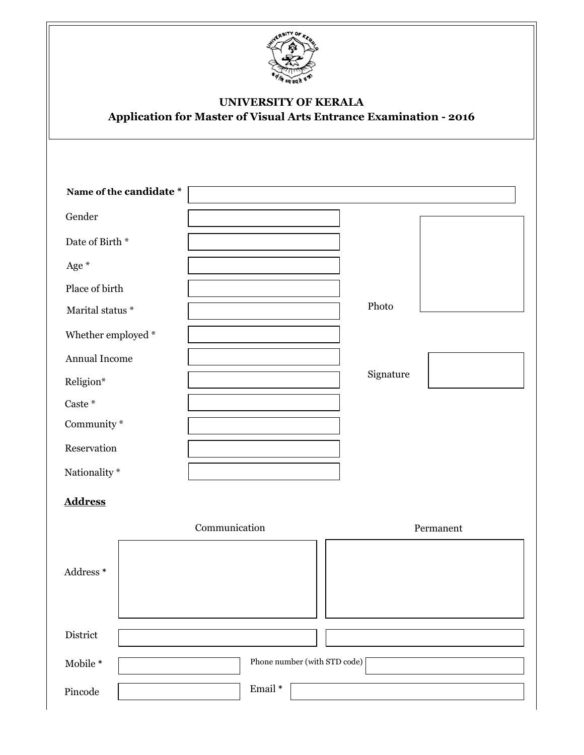# UNIVERSITY OF KERALA

## Application for Master of Visual Arts Entrance Examination - 2016

| | |
|---|---|
| **Name of the candidate *** | |
| Gender | |
| Date of Birth * | |
| Age * | |
| Place of birth | |
| Marital status * | |
| Whether employed * | |
| Annual Income | |
| Religion* | |
| Caste * | |
| Community * | |
| Reservation | |
| Nationality * | |

Photo

Signature

### Address

| | Communication | Permanent |
|---|---|---|
| Address * | | |
| District | | |

| | | | |
|---|---|---|---|
| Mobile * | | Phone number (with STD code) | |
| Pincode | | Email * | |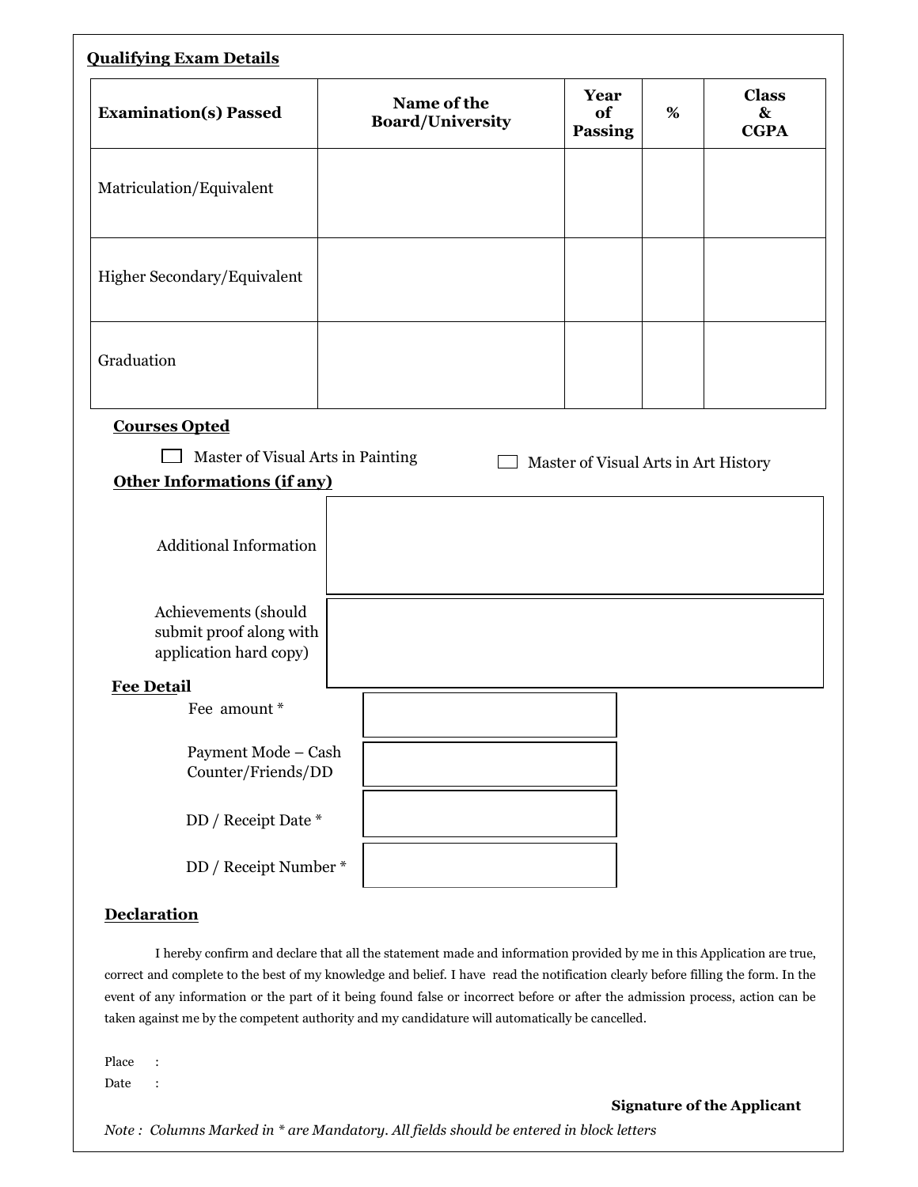## Qualifying Exam Details

| Examination(s) Passed | Name of the Board/University | Year of Passing | % | Class & CGPA |
|---|---|---|---|---|
| Matriculation/Equivalent | | | | |
| Higher Secondary/Equivalent | | | | |
| Graduation | | | | |

## Courses Opted

☐ Master of Visual Arts in Painting

☐ Master of Visual Arts in Art History

## Other Informations (if any)

| | |
|---|---|
| Additional Information | |
| Achievements (should submit proof along with application hard copy) | |

## Fee Detail

| | |
|---|---|
| Fee amount * | |
| Payment Mode – Cash Counter/Friends/DD | |
| DD / Receipt Date * | |
| DD / Receipt Number * | |

## Declaration

I hereby confirm and declare that all the statement made and information provided by me in this Application are true, correct and complete to the best of my knowledge and belief. I have read the notification clearly before filling the form. In the event of any information or the part of it being found false or incorrect before or after the admission process, action can be taken against me by the competent authority and my candidature will automatically be cancelled.

Place :

Date :

**Signature of the Applicant**

*Note : Columns Marked in * are Mandatory. All fields should be entered in block letters*